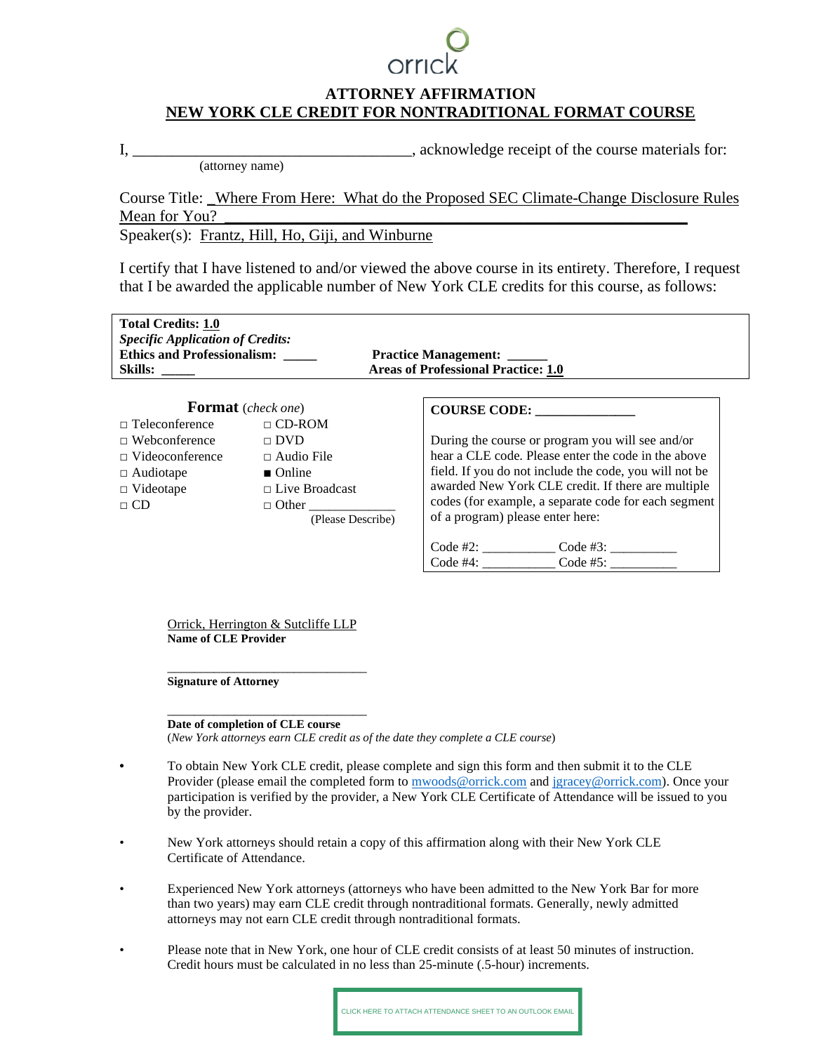orrick

# ATTORNEY AFFIRMATION

## NEW YORK CLE CREDIT FOR NONTRADITIONAL FORMAT COURSE

I, ____________________________________, acknowledge receipt of the course materials for:
(attorney name)

Course Title: _Where From Here: What do the Proposed SEC Climate-Change Disclosure Rules Mean for You? ____________________________________________________

Speaker(s): Frantz, Hill, Ho, Giji, and Winburne

I certify that I have listened to and/or viewed the above course in its entirety. Therefore, I request that I be awarded the applicable number of New York CLE credits for this course, as follows:

**Total Credits: 1.0**
***Specific Application of Credits:***

| | |
|---|---|
| **Ethics and Professionalism: _____** | **Practice Management: ______** |
| **Skills: _____** | **Areas of Professional Practice: 1.0** |

**Format** (*check one*)

| | |
|---|---|
| □ Teleconference | □ CD-ROM |
| □ Webconference | □ DVD |
| □ Videoconference | □ Audio File |
| □ Audiotape | ■ Online |
| □ Videotape | □ Live Broadcast |
| □ CD | □ Other _____________ (Please Describe) |

**COURSE CODE: _______________**

During the course or program you will see and/or hear a CLE code. Please enter the code in the above field. If you do not include the code, you will not be awarded New York CLE credit. If there are multiple codes (for example, a separate code for each segment of a program) please enter here:

Code #2: ___________ Code #3: __________
Code #4: ___________ Code #5: __________

Orrick, Herrington & Sutcliffe LLP
**Name of CLE Provider**

________________________________
**Signature of Attorney**

________________________________
**Date of completion of CLE course**
(*New York attorneys earn CLE credit as of the date they complete a CLE course*)

- To obtain New York CLE credit, please complete and sign this form and then submit it to the CLE Provider (please email the completed form to mwoods@orrick.com and jgracey@orrick.com). Once your participation is verified by the provider, a New York CLE Certificate of Attendance will be issued to you by the provider.

- New York attorneys should retain a copy of this affirmation along with their New York CLE Certificate of Attendance.

- Experienced New York attorneys (attorneys who have been admitted to the New York Bar for more than two years) may earn CLE credit through nontraditional formats. Generally, newly admitted attorneys may not earn CLE credit through nontraditional formats.

- Please note that in New York, one hour of CLE credit consists of at least 50 minutes of instruction. Credit hours must be calculated in no less than 25-minute (.5-hour) increments.

CLICK HERE TO ATTACH ATTENDANCE SHEET TO AN OUTLOOK EMAIL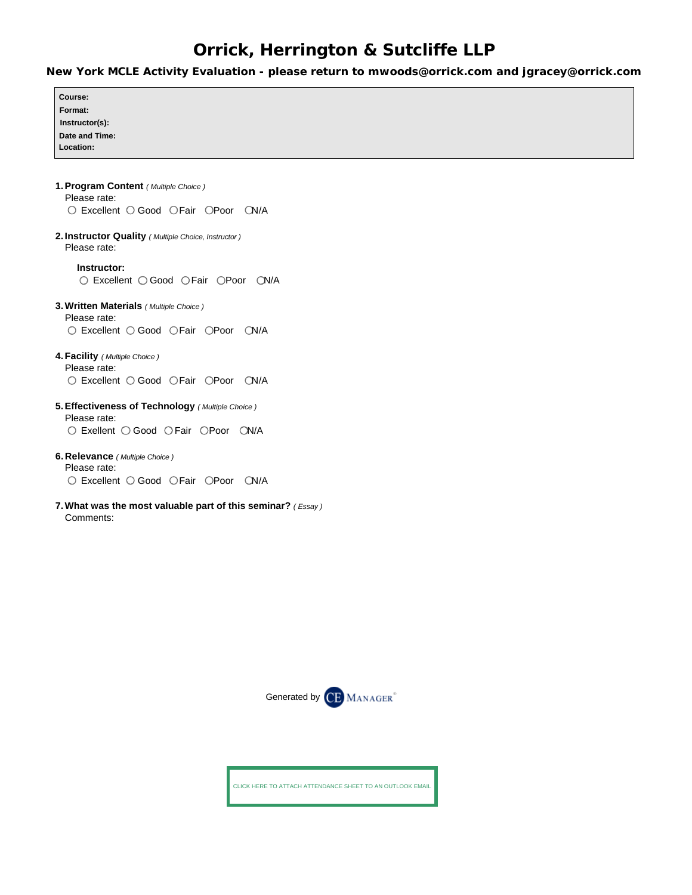# Orrick, Herrington & Sutcliffe LLP

## New York MCLE Activity Evaluation - please return to mwoods@orrick.com and jgracey@orrick.com

**Course:**
**Format:**
**Instructor(s):**
**Date and Time:**
**Location:**

1. **Program Content** *( Multiple Choice )*
   Please rate:
   ○ Excellent ○ Good ○ Fair ○ Poor ○ N/A

2. **Instructor Quality** *( Multiple Choice, Instructor )*
   Please rate:

   **Instructor:**
   ○ Excellent ○ Good ○ Fair ○ Poor ○ N/A

3. **Written Materials** *( Multiple Choice )*
   Please rate:
   ○ Excellent ○ Good ○ Fair ○ Poor ○ N/A

4. **Facility** *( Multiple Choice )*
   Please rate:
   ○ Excellent ○ Good ○ Fair ○ Poor ○ N/A

5. **Effectiveness of Technology** *( Multiple Choice )*
   Please rate:
   ○ Exellent ○ Good ○ Fair ○ Poor ○ N/A

6. **Relevance** *( Multiple Choice )*
   Please rate:
   ○ Excellent ○ Good ○ Fair ○ Poor ○ N/A

7. **What was the most valuable part of this seminar?** *( Essay )*
   Comments:

Generated by CE MANAGER®

CLICK HERE TO ATTACH ATTENDANCE SHEET TO AN OUTLOOK EMAIL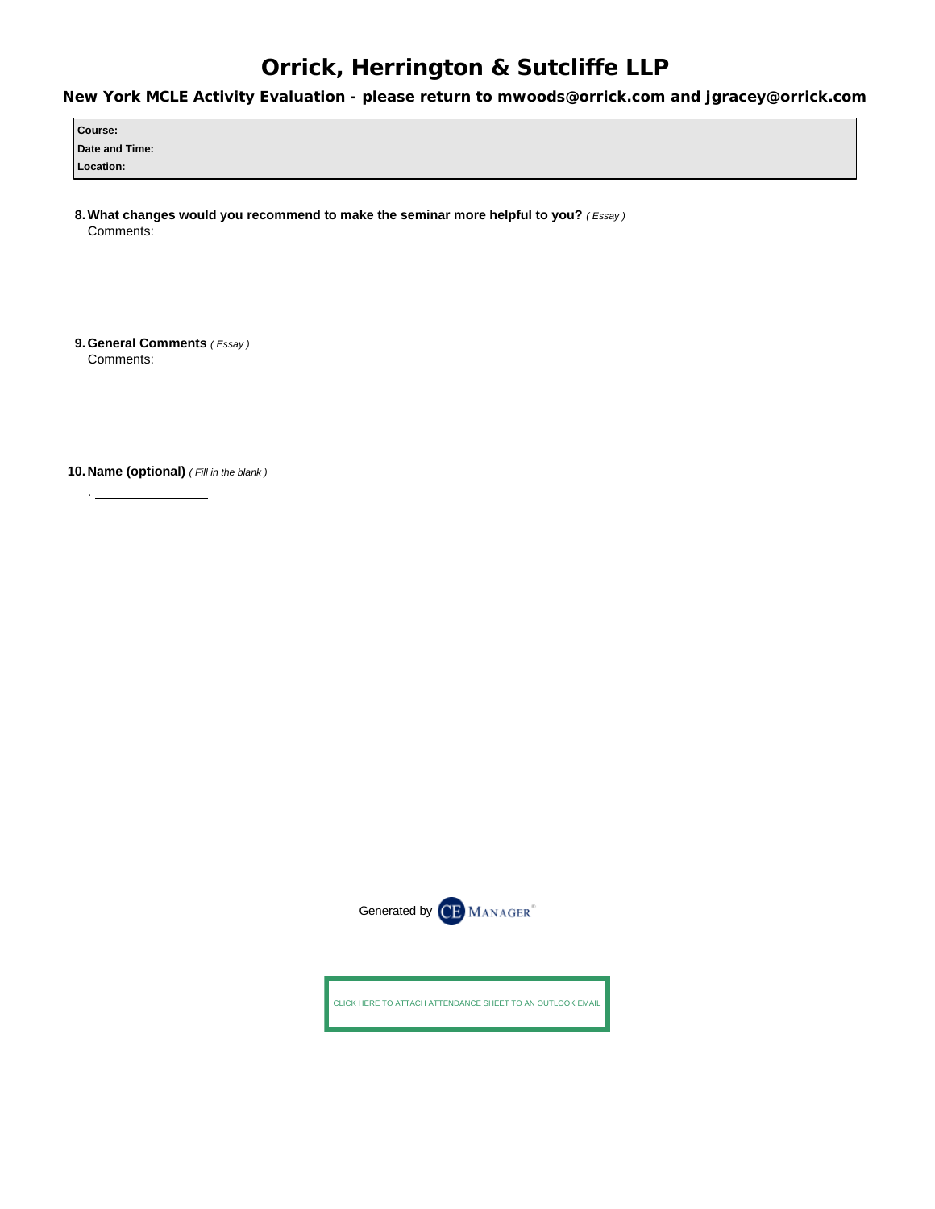# Orrick, Herrington & Sutcliffe LLP

**New York MCLE Activity Evaluation - please return to mwoods@orrick.com and jgracey@orrick.com**

| |
|---|
| **Course:** |
| **Date and Time:** |
| **Location:** |

**8. What changes would you recommend to make the seminar more helpful to you?** *( Essay )*

Comments:

**9. General Comments** *( Essay )*

Comments:

**10. Name (optional)** *( Fill in the blank )*

. ________________

Generated by CE MANAGER®

CLICK HERE TO ATTACH ATTENDANCE SHEET TO AN OUTLOOK EMAIL